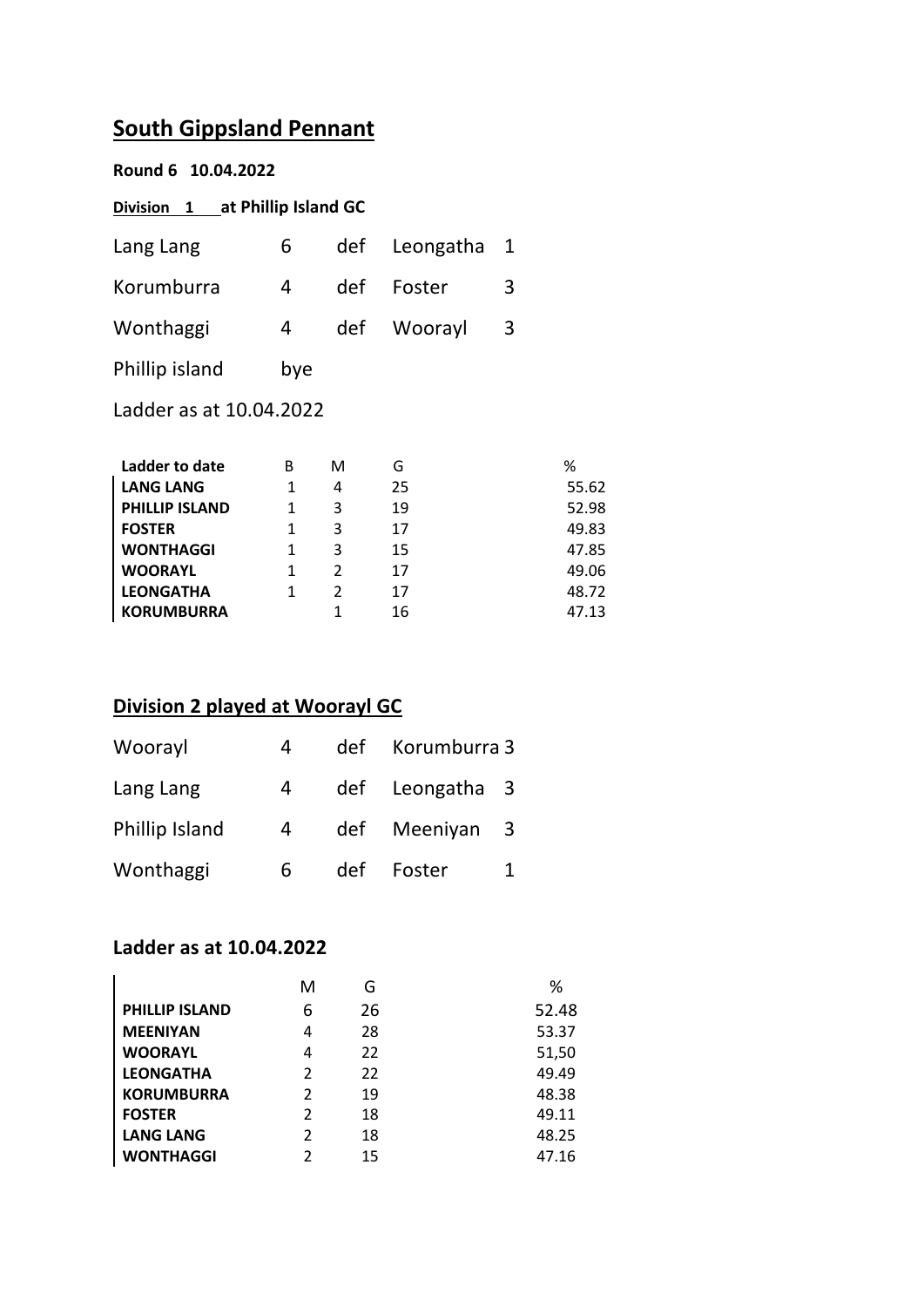# South Gippsland Pennant

**Round 6 10.04.2022**

**Division 1 at Phillip Island GC**

| | | | | |
|---|---|---|---|---|
| Lang Lang | 6 | def | Leongatha | 1 |
| Korumburra | 4 | def | Foster | 3 |
| Wonthaggi | 4 | def | Woorayl | 3 |
| Phillip island | bye | | | |

Ladder as at 10.04.2022

| Ladder to date | B | M | G | % |
|---|---|---|---|---|
| **LANG LANG** | 1 | 4 | 25 | 55.62 |
| **PHILLIP ISLAND** | 1 | 3 | 19 | 52.98 |
| **FOSTER** | 1 | 3 | 17 | 49.83 |
| **WONTHAGGI** | 1 | 3 | 15 | 47.85 |
| **WOORAYL** | 1 | 2 | 17 | 49.06 |
| **LEONGATHA** | 1 | 2 | 17 | 48.72 |
| **KORUMBURRA** | | 1 | 16 | 47.13 |

## Division 2 played at Woorayl GC

| | | | | |
|---|---|---|---|---|
| Woorayl | 4 | def | Korumburra | 3 |
| Lang Lang | 4 | def | Leongatha | 3 |
| Phillip Island | 4 | def | Meeniyan | 3 |
| Wonthaggi | 6 | def | Foster | 1 |

### Ladder as at 10.04.2022

| | M | G | % |
|---|---|---|---|
| **PHILLIP ISLAND** | 6 | 26 | 52.48 |
| **MEENIYAN** | 4 | 28 | 53.37 |
| **WOORAYL** | 4 | 22 | 51,50 |
| **LEONGATHA** | 2 | 22 | 49.49 |
| **KORUMBURRA** | 2 | 19 | 48.38 |
| **FOSTER** | 2 | 18 | 49.11 |
| **LANG LANG** | 2 | 18 | 48.25 |
| **WONTHAGGI** | 2 | 15 | 47.16 |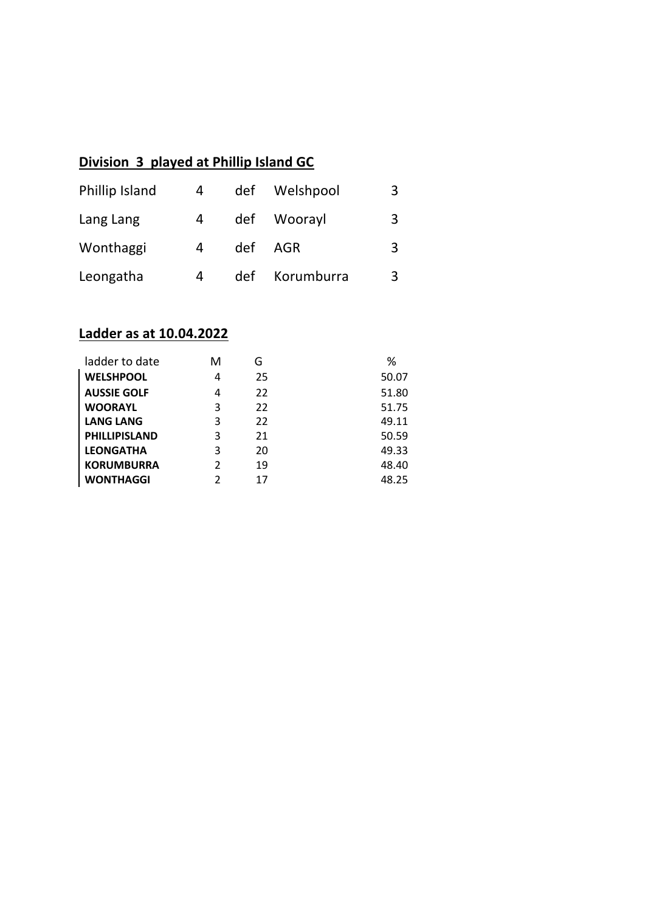**Division 3 played at Phillip Island GC**

| | | | | |
|---|---|---|---|---|
| Phillip Island | 4 | def | Welshpool | 3 |
| Lang Lang | 4 | def | Woorayl | 3 |
| Wonthaggi | 4 | def | AGR | 3 |
| Leongatha | 4 | def | Korumburra | 3 |

**Ladder as at 10.04.2022**

| ladder to date | M | G | % |
|---|---|---|---|
| **WELSHPOOL** | 4 | 25 | 50.07 |
| **AUSSIE GOLF** | 4 | 22 | 51.80 |
| **WOORAYL** | 3 | 22 | 51.75 |
| **LANG LANG** | 3 | 22 | 49.11 |
| **PHILLIPISLAND** | 3 | 21 | 50.59 |
| **LEONGATHA** | 3 | 20 | 49.33 |
| **KORUMBURRA** | 2 | 19 | 48.40 |
| **WONTHAGGI** | 2 | 17 | 48.25 |